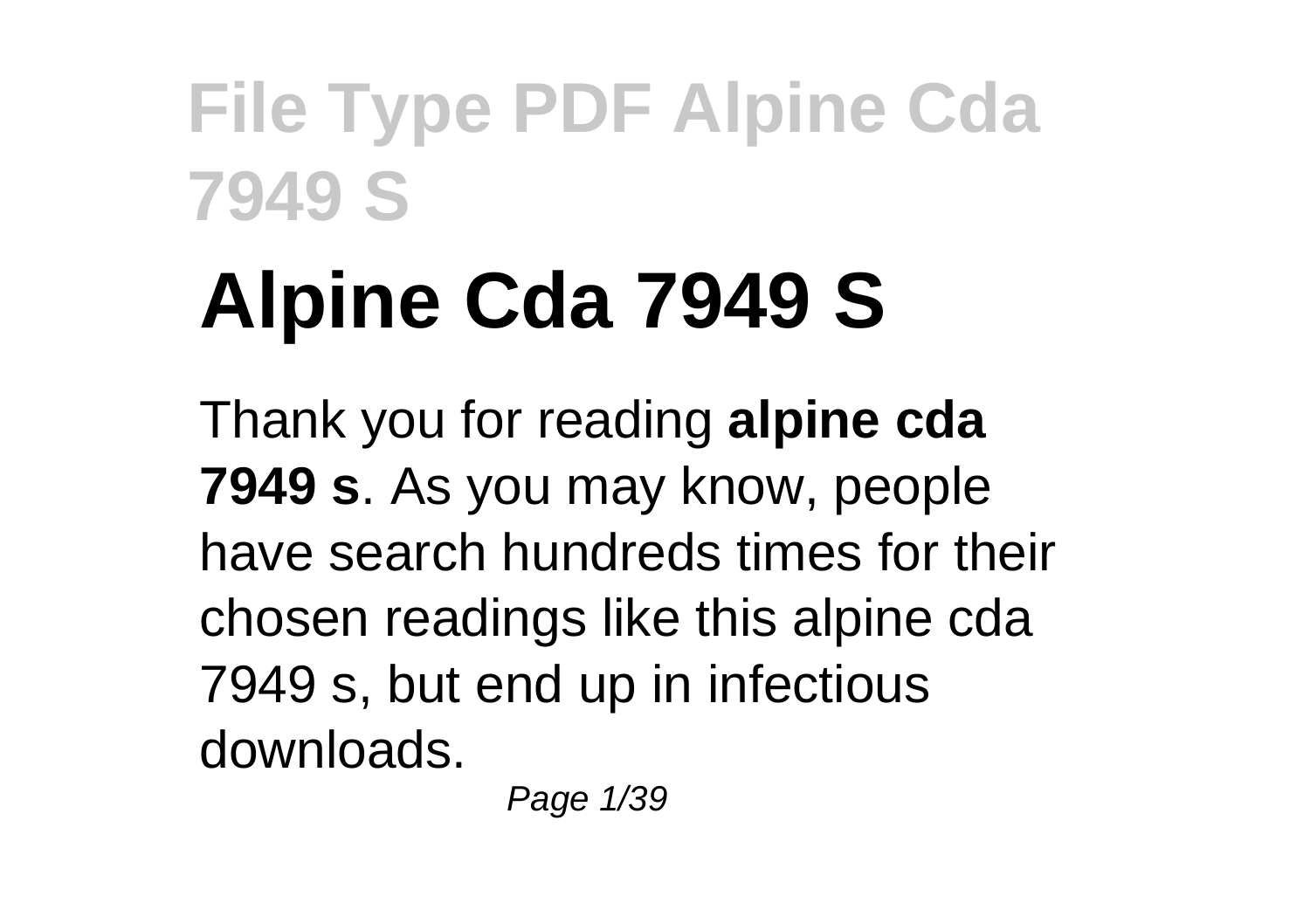# Alpine Cda 7949 S

Thank you for reading **alpine cda 7949 s**. As you may know, people have search hundreds times for their chosen readings like this alpine cda 7949 s, but end up in infectious downloads.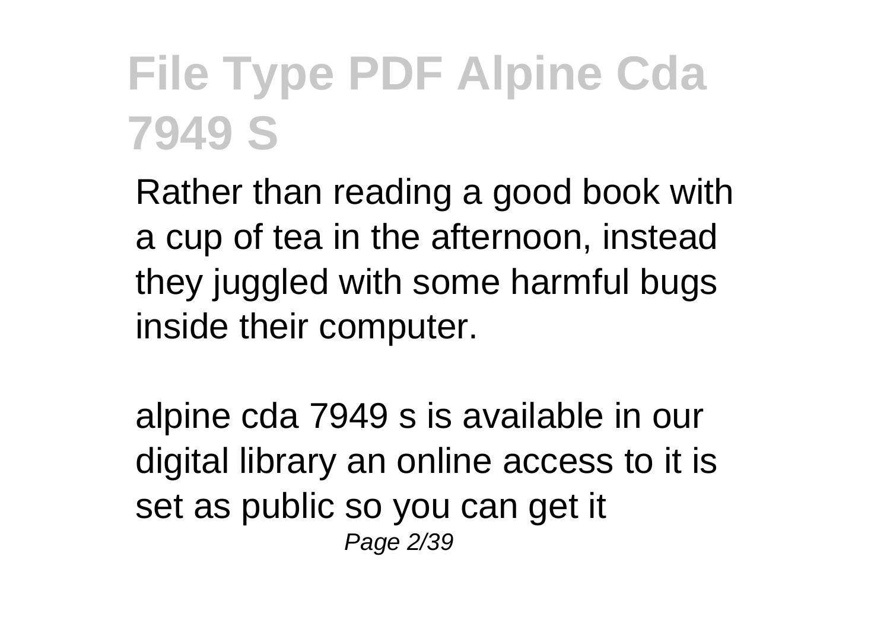Rather than reading a good book with a cup of tea in the afternoon, instead they juggled with some harmful bugs inside their computer.

alpine cda 7949 s is available in our digital library an online access to it is set as public so you can get it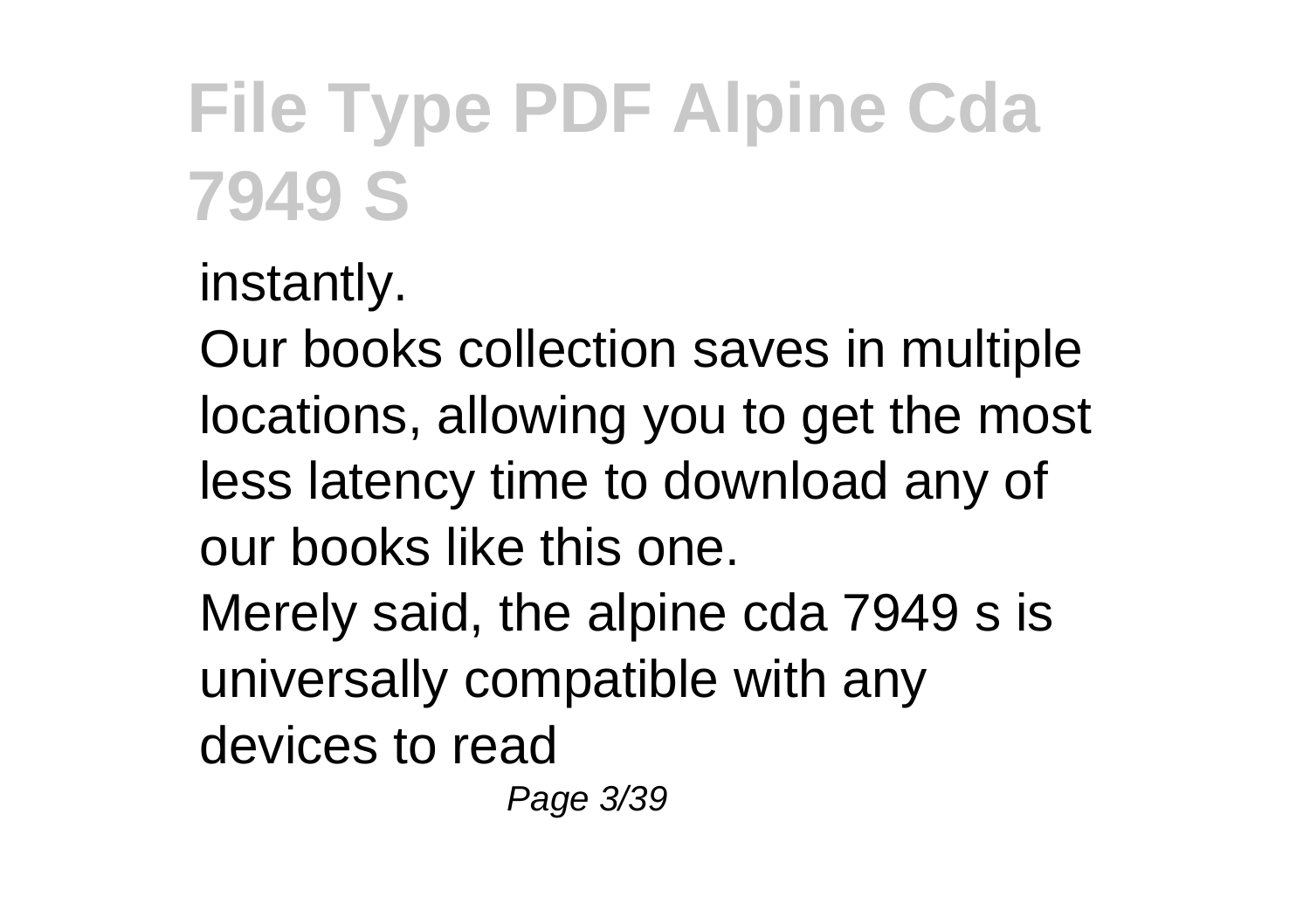instantly.

Our books collection saves in multiple locations, allowing you to get the most less latency time to download any of our books like this one.

Merely said, the alpine cda 7949 s is universally compatible with any devices to read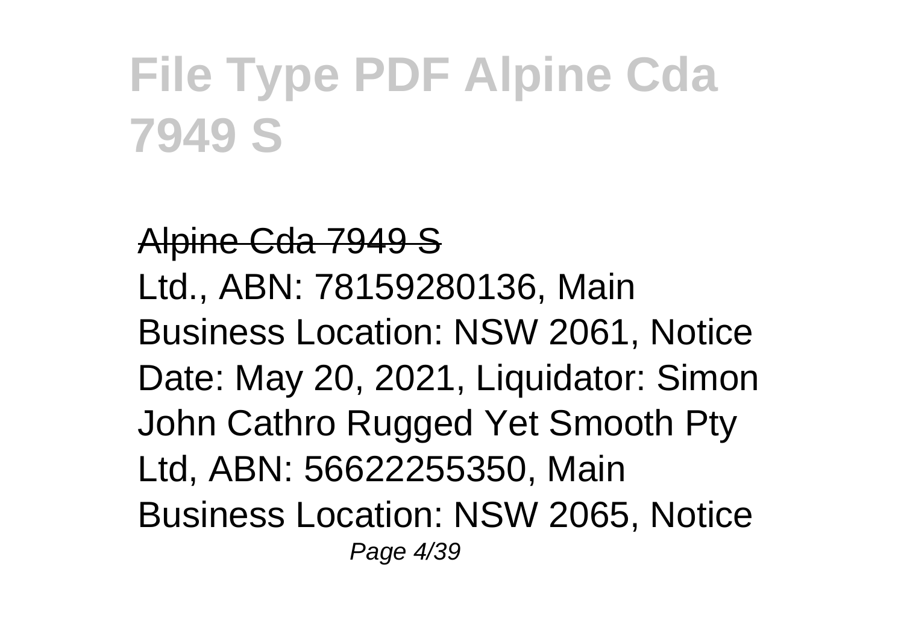# File Type PDF Alpine Cda 7949 S

Alpine Cda 7949 S

Ltd., ABN: 78159280136, Main Business Location: NSW 2061, Notice Date: May 20, 2021, Liquidator: Simon John Cathro Rugged Yet Smooth Pty Ltd, ABN: 56622255350, Main Business Location: NSW 2065, Notice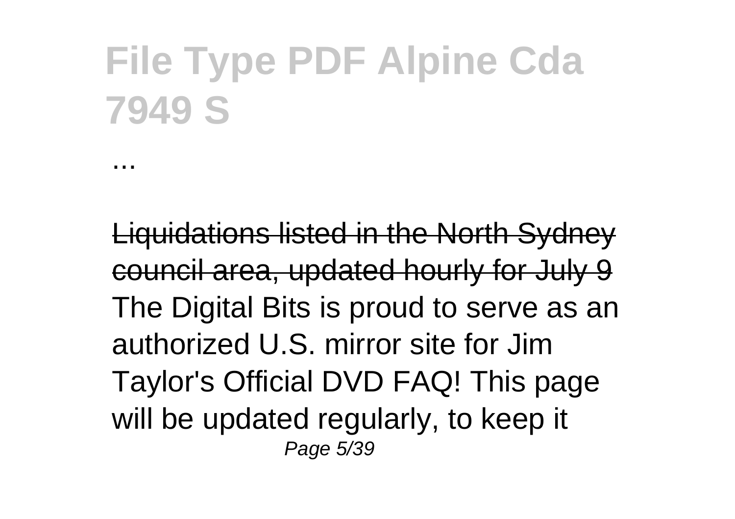# File Type PDF Alpine Cda 7949 S

...

Liquidations listed in the North Sydney council area, updated hourly for July 9

The Digital Bits is proud to serve as an authorized U.S. mirror site for Jim Taylor's Official DVD FAQ! This page will be updated regularly, to keep it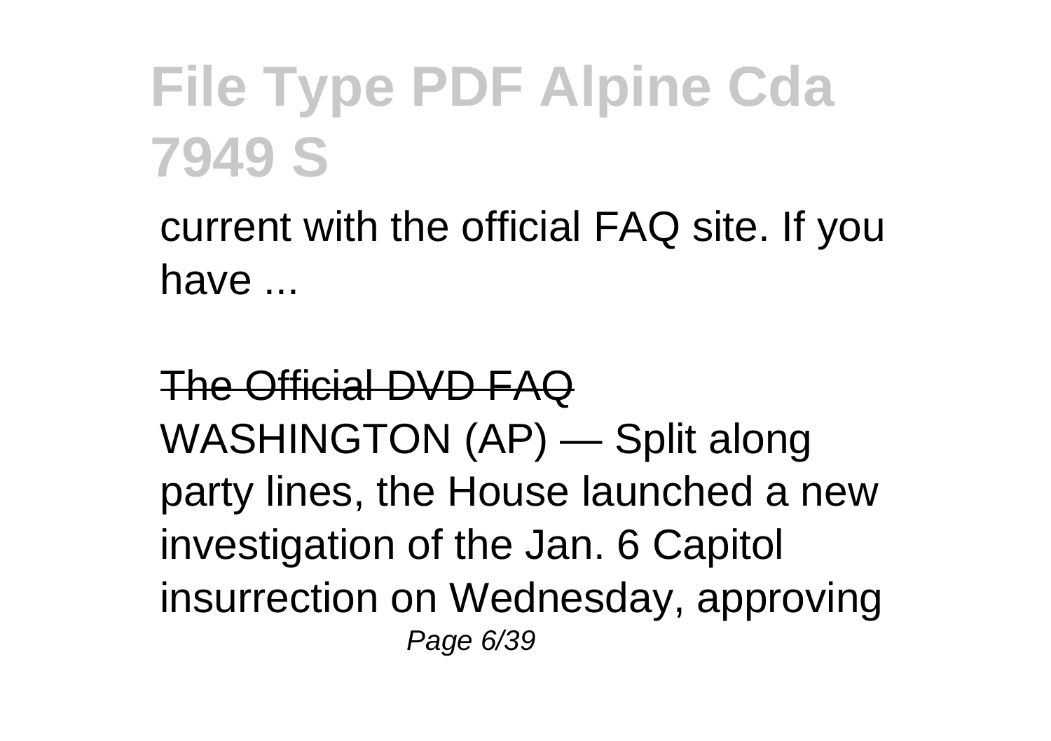current with the official FAQ site. If you have ...

The Official DVD FAQ

WASHINGTON (AP) — Split along party lines, the House launched a new investigation of the Jan. 6 Capitol insurrection on Wednesday, approving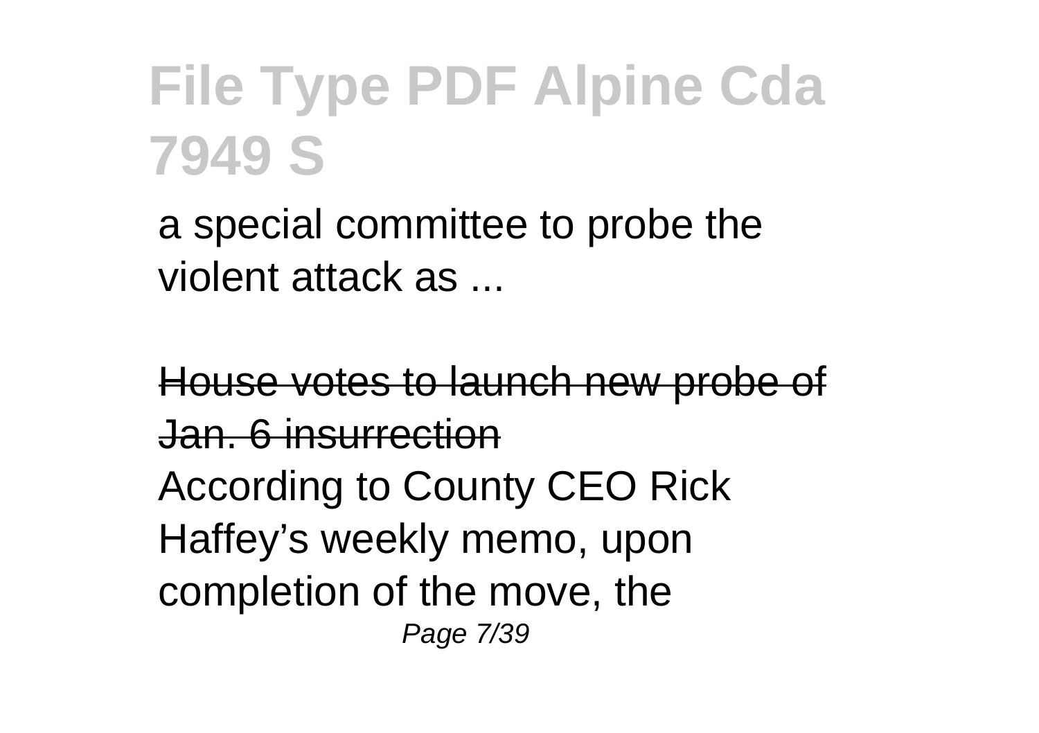a special committee to probe the violent attack as ...

House votes to launch new probe of Jan. 6 insurrection

According to County CEO Rick Haffey's weekly memo, upon completion of the move, the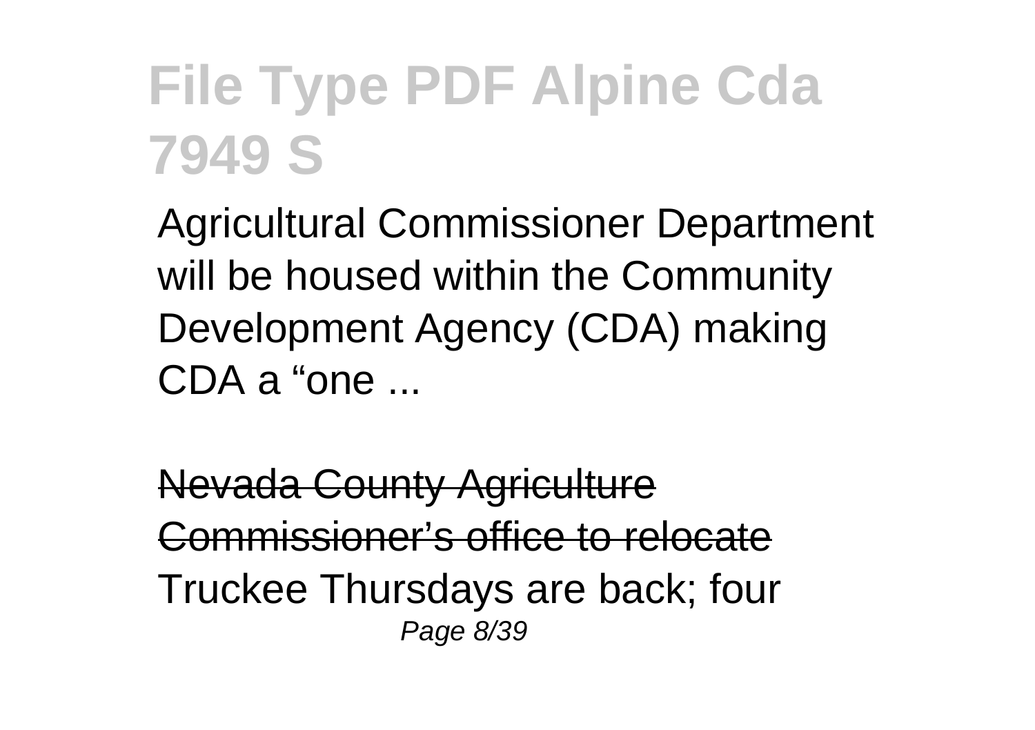# File Type PDF Alpine Cda 7949 S

Agricultural Commissioner Department will be housed within the Community Development Agency (CDA) making CDA a "one ...

Nevada County Agriculture Commissioner's office to relocate

Truckee Thursdays are back; four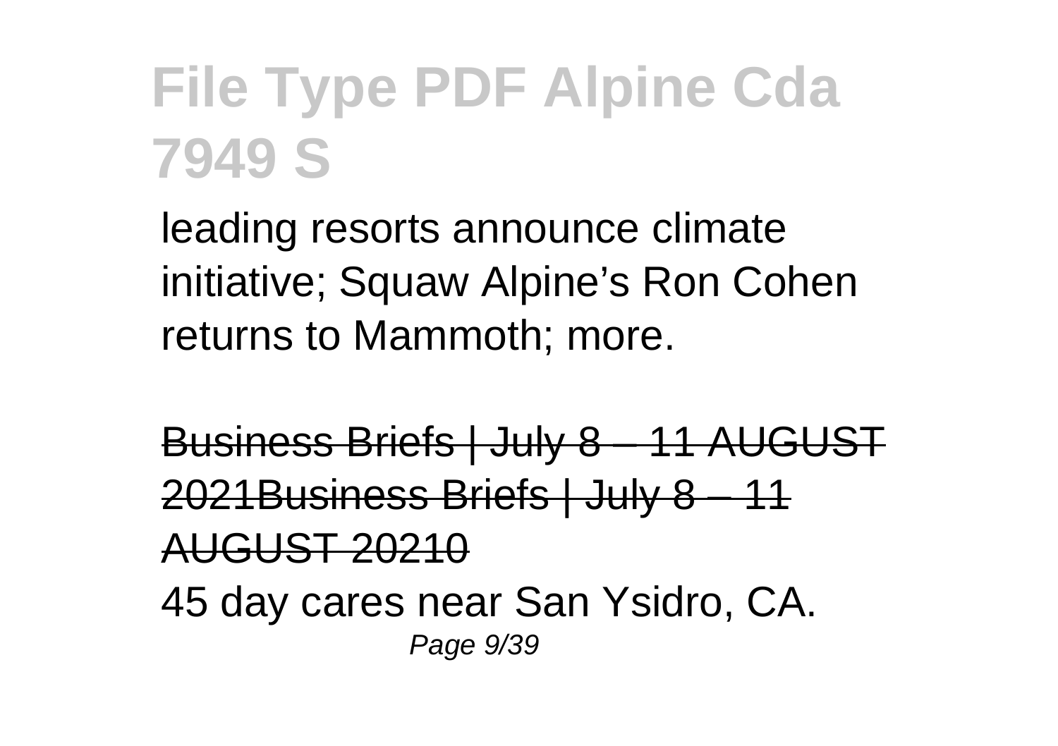leading resorts announce climate initiative; Squaw Alpine's Ron Cohen returns to Mammoth; more.

Business Briefs | July 8 – 11 AUGUST 2021Business Briefs | July 8 – 11 AUGUST 20210

45 day cares near San Ysidro, CA.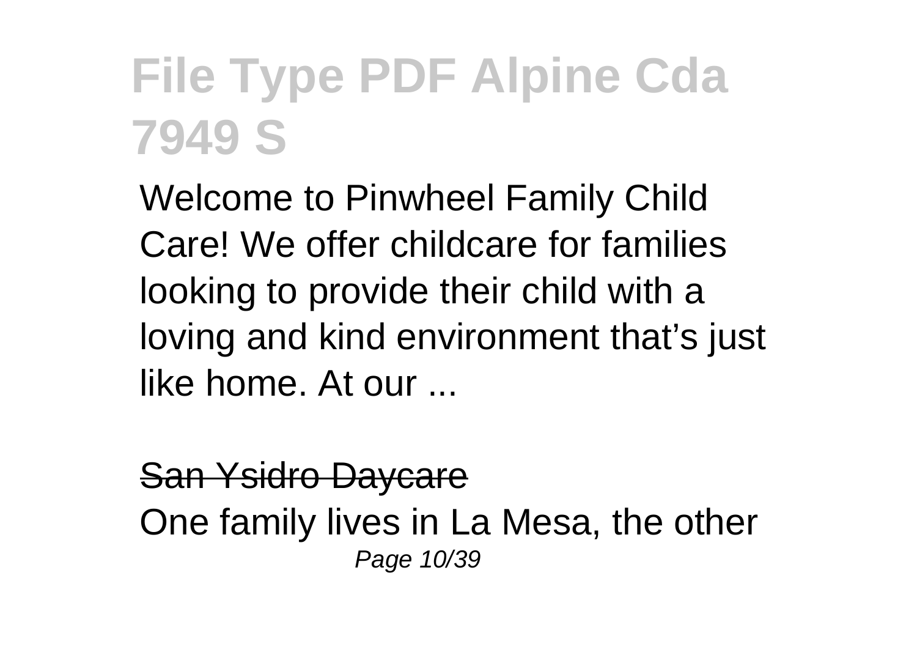# File Type PDF Alpine Cda 7949 S

Welcome to Pinwheel Family Child Care! We offer childcare for families looking to provide their child with a loving and kind environment that's just like home. At our ...

San Ysidro Daycare

One family lives in La Mesa, the other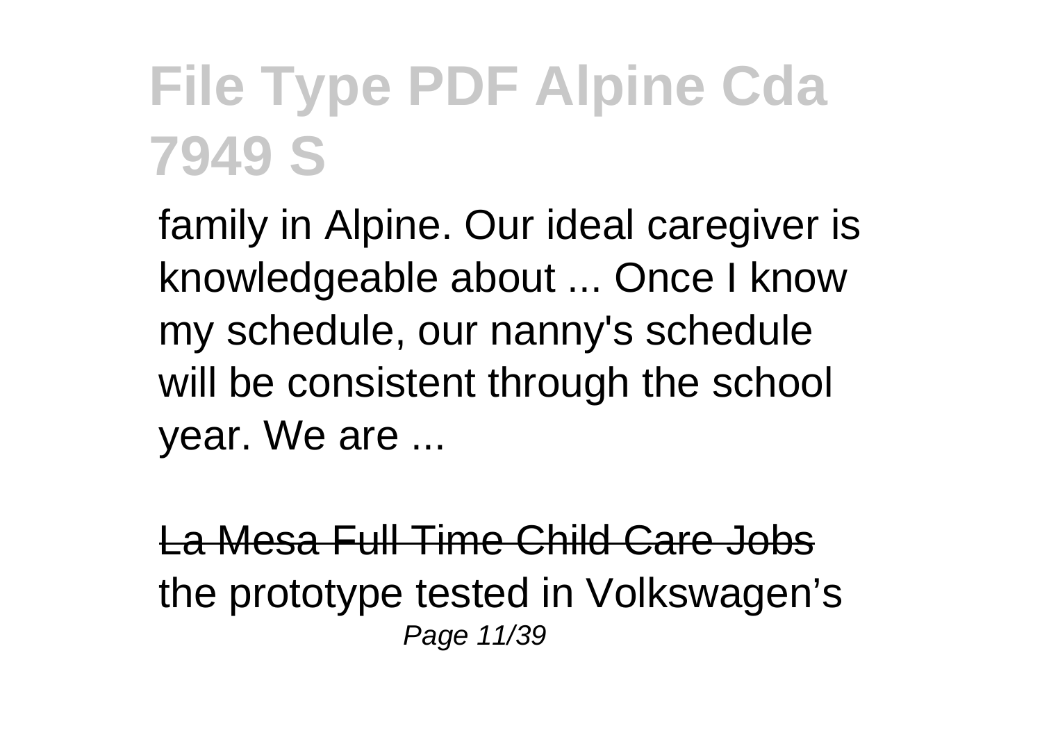# File Type PDF Alpine Cda 7949 S

family in Alpine. Our ideal caregiver is knowledgeable about ... Once I know my schedule, our nanny's schedule will be consistent through the school year. We are ...

La Mesa Full Time Child Care Jobs

the prototype tested in Volkswagen's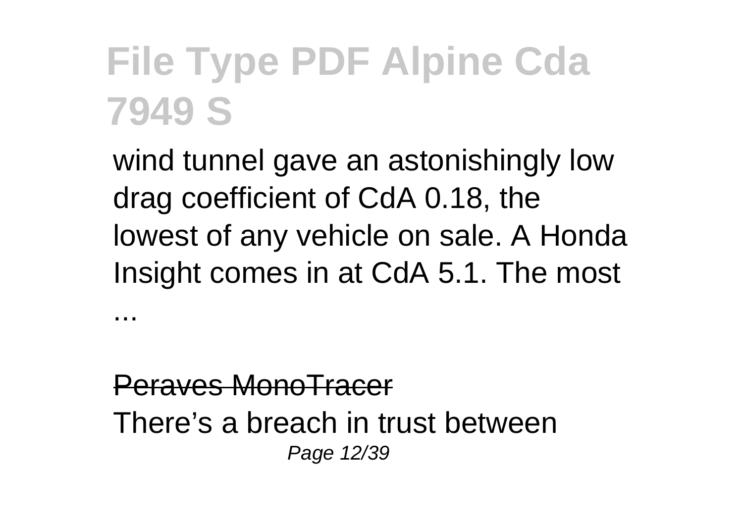wind tunnel gave an astonishingly low drag coefficient of CdA 0.18, the lowest of any vehicle on sale. A Honda Insight comes in at CdA 5.1. The most ...

## Peraves MonoTracer

There's a breach in trust between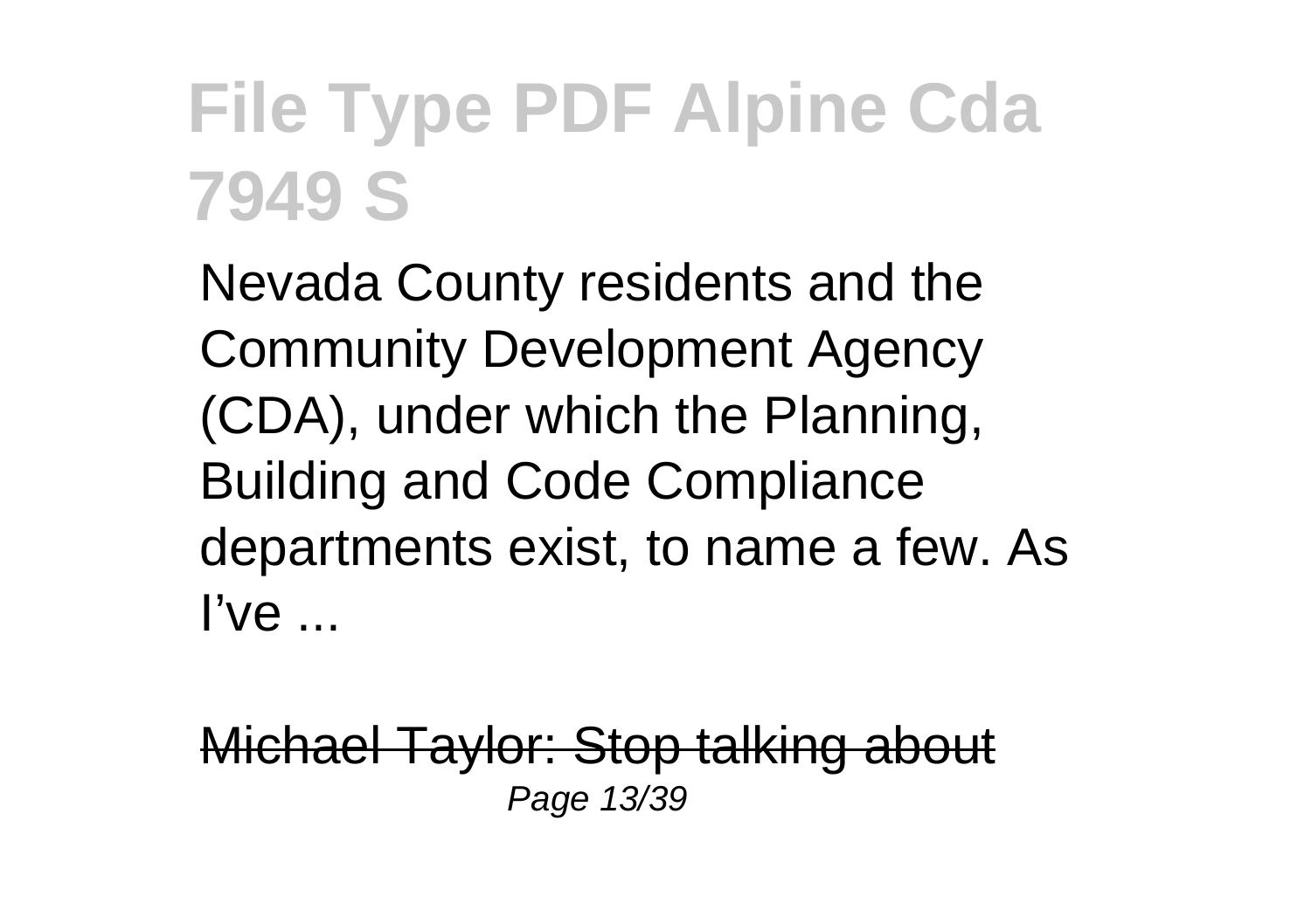Nevada County residents and the Community Development Agency (CDA), under which the Planning, Building and Code Compliance departments exist, to name a few. As I've ...

Michael Taylor: Stop talking about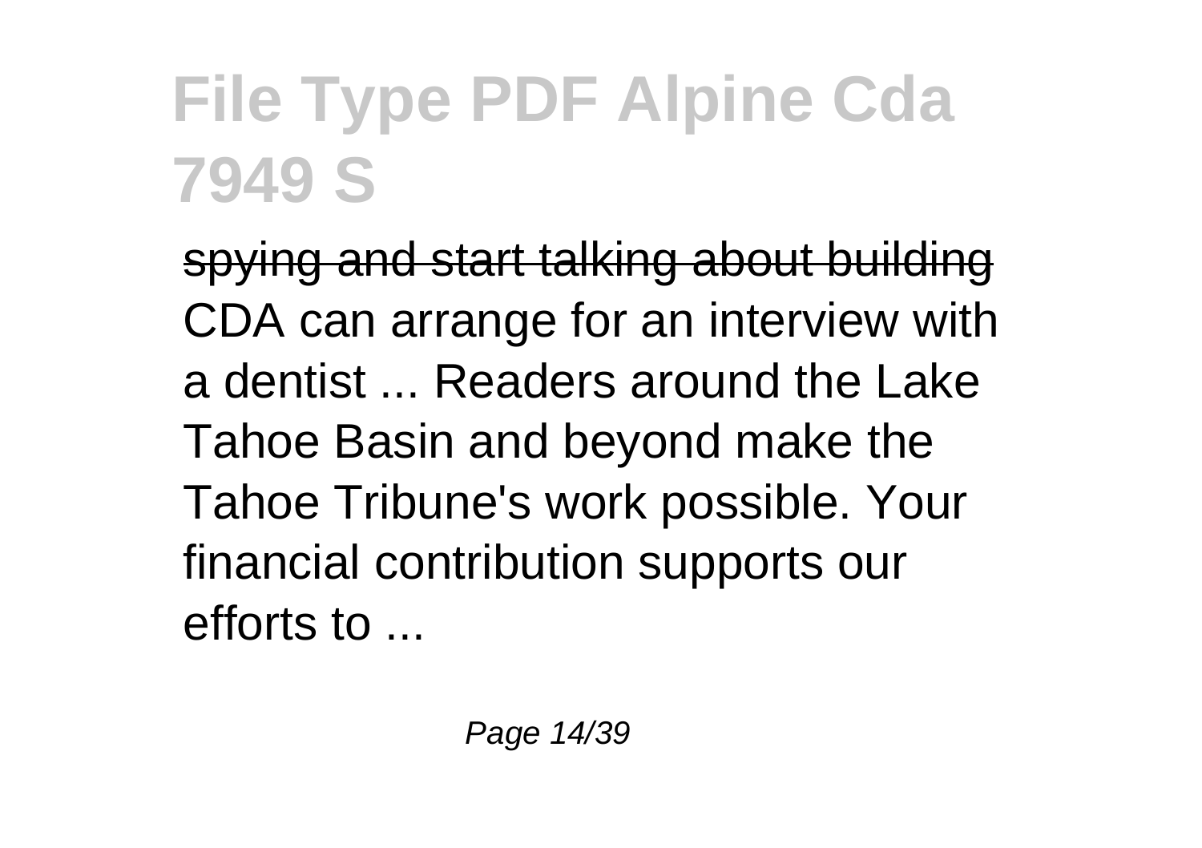spying and start talking about building CDA can arrange for an interview with a dentist ... Readers around the Lake Tahoe Basin and beyond make the Tahoe Tribune's work possible. Your financial contribution supports our efforts to ...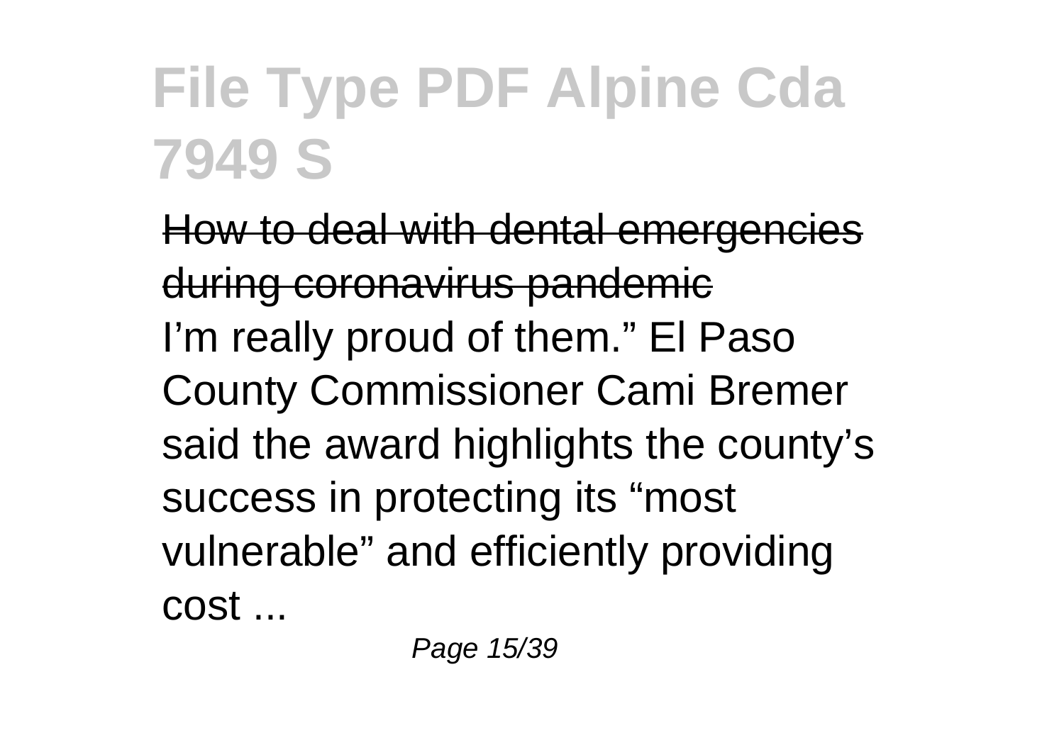How to deal with dental emergencies during coronavirus pandemic

I'm really proud of them." El Paso County Commissioner Cami Bremer said the award highlights the county's success in protecting its "most vulnerable" and efficiently providing cost ...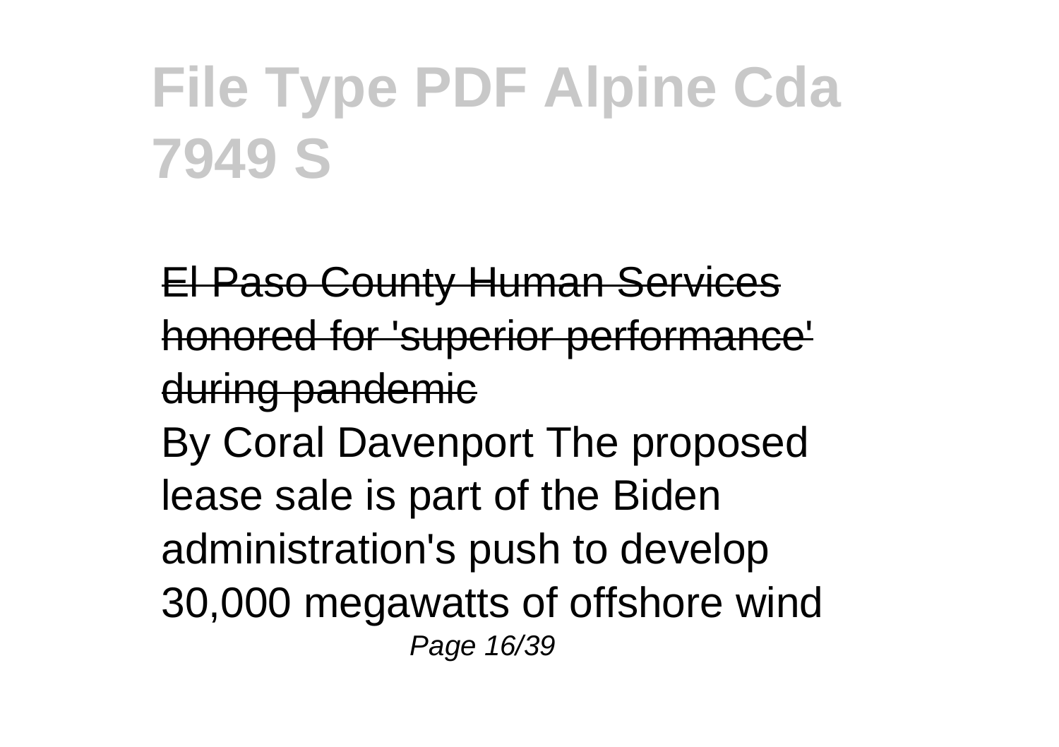# File Type PDF Alpine Cda 7949 S

~~El Paso County Human Services honored for 'superior performance' during pandemic~~

By Coral Davenport The proposed lease sale is part of the Biden administration's push to develop 30,000 megawatts of offshore wind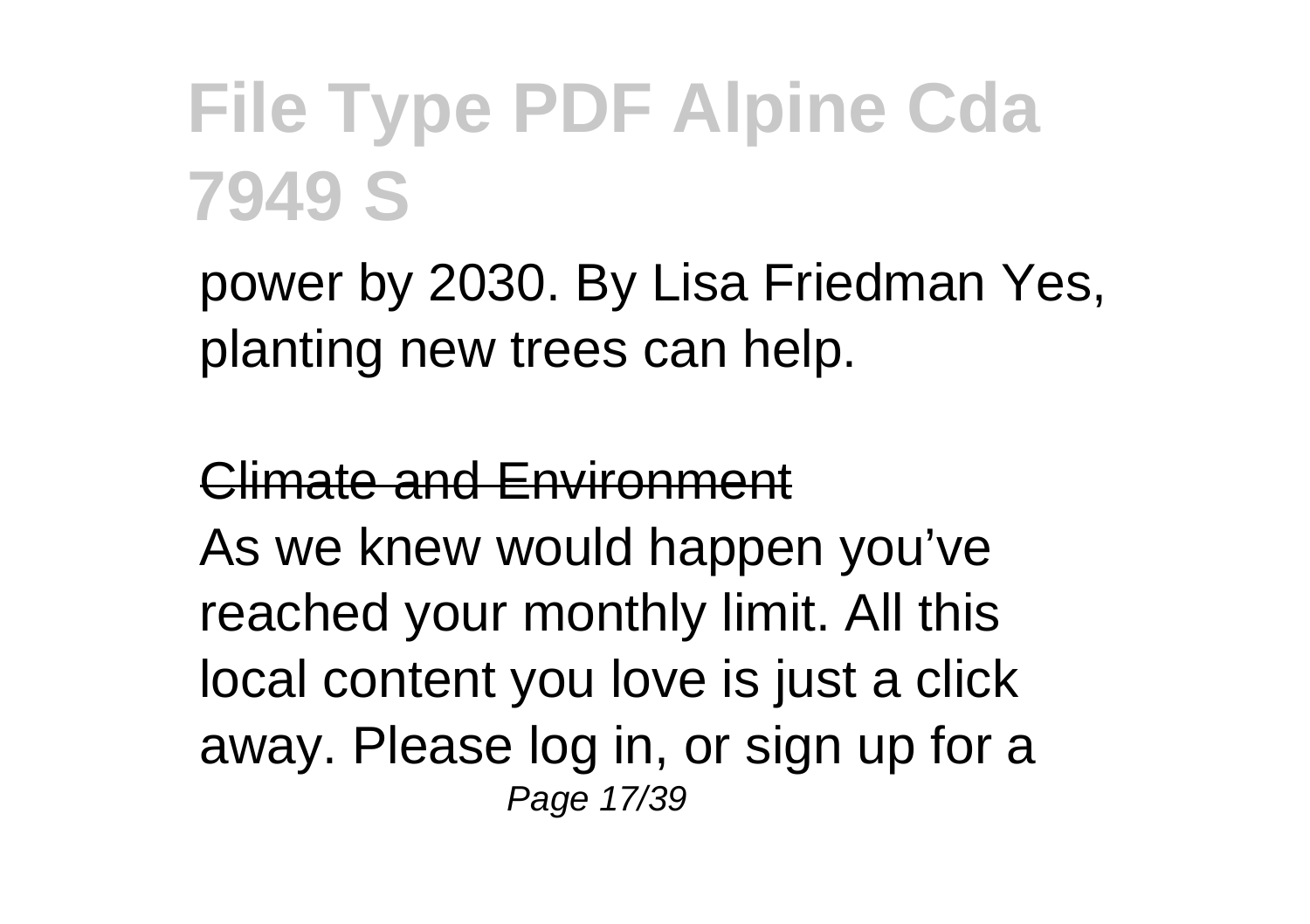power by 2030. By Lisa Friedman Yes, planting new trees can help.

Climate and Environment

As we knew would happen you've reached your monthly limit. All this local content you love is just a click away. Please log in, or sign up for a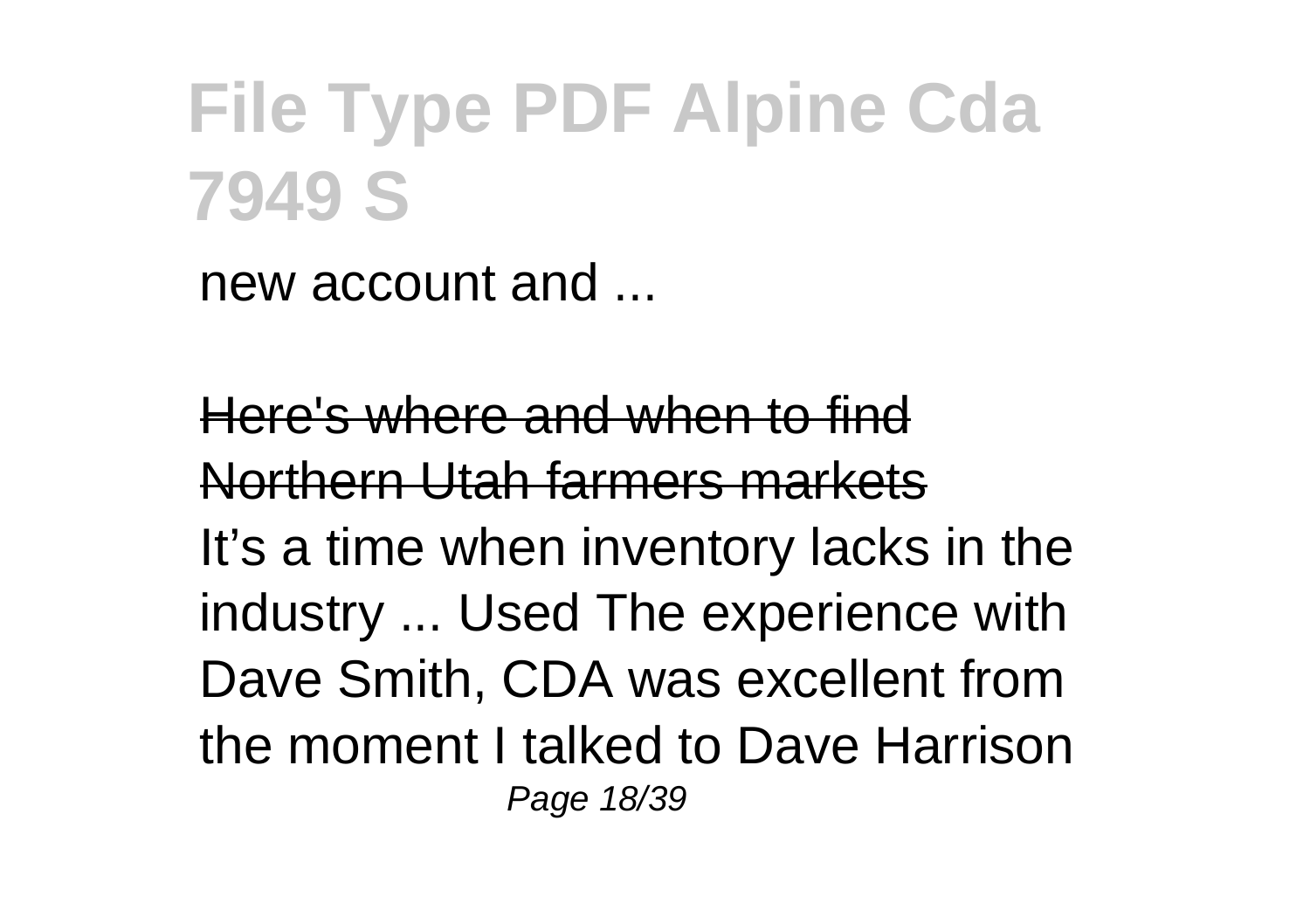new account and ...

Here's where and when to find Northern Utah farmers markets

It’s a time when inventory lacks in the industry ... Used The experience with Dave Smith, CDA was excellent from the moment I talked to Dave Harrison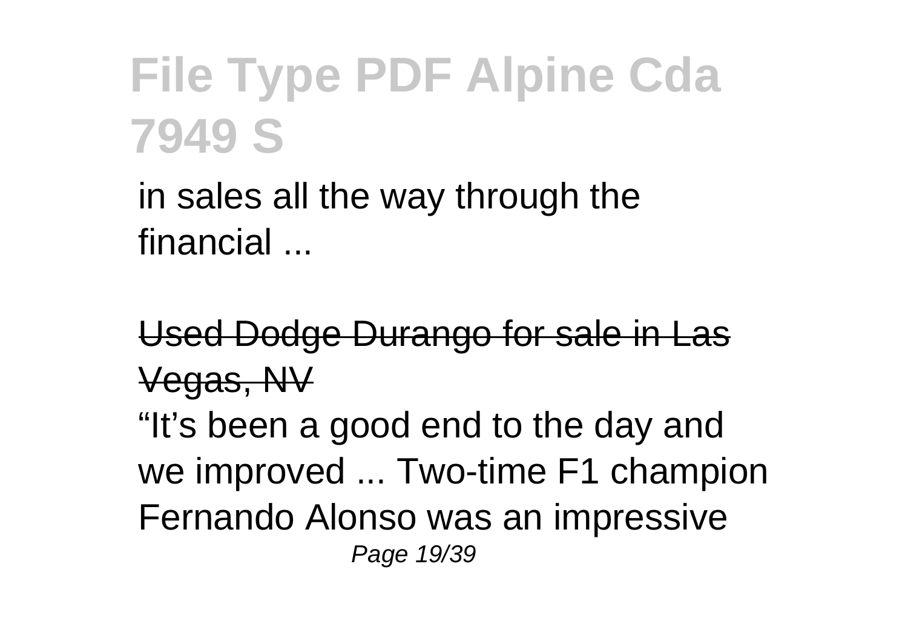in sales all the way through the financial ...

Used Dodge Durango for sale in Las Vegas, NV

“It’s been a good end to the day and we improved ... Two-time F1 champion Fernando Alonso was an impressive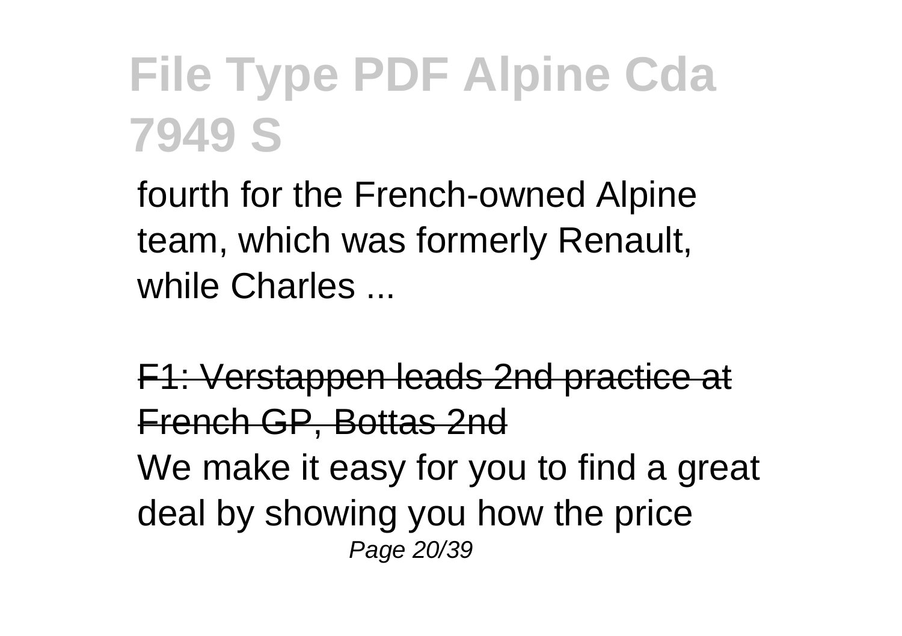fourth for the French-owned Alpine team, which was formerly Renault, while Charles ...

F1: Verstappen leads 2nd practice at French GP, Bottas 2nd

We make it easy for you to find a great deal by showing you how the price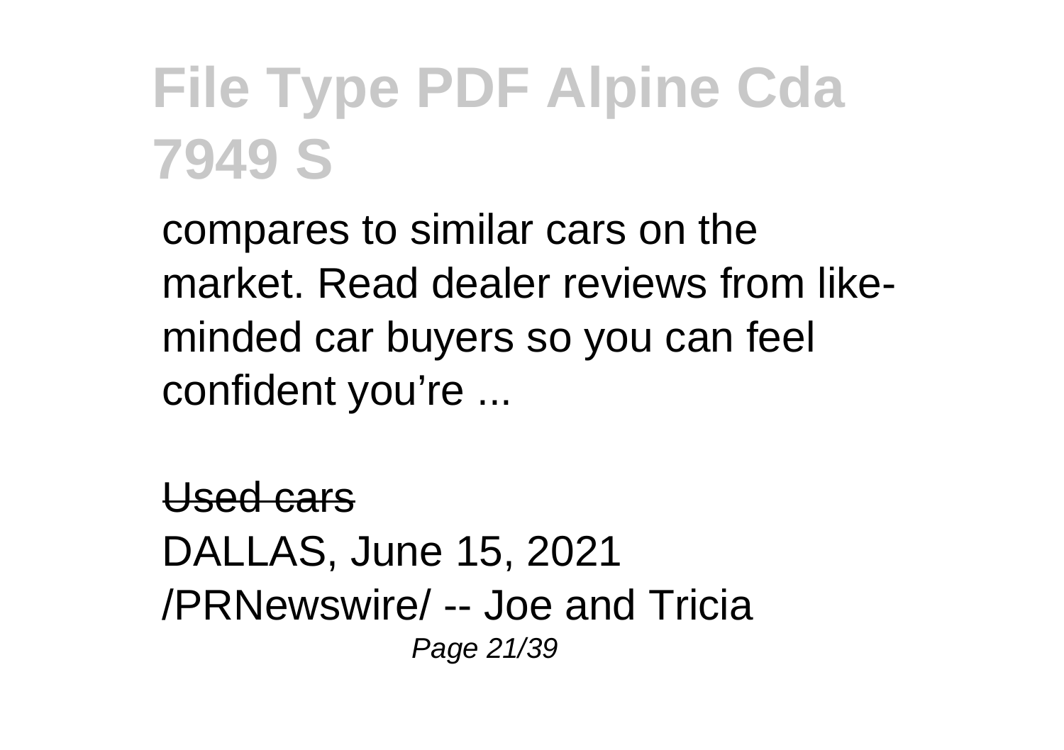compares to similar cars on the market. Read dealer reviews from like-minded car buyers so you can feel confident you're ...

Used cars

DALLAS, June 15, 2021 /PRNewswire/ -- Joe and Tricia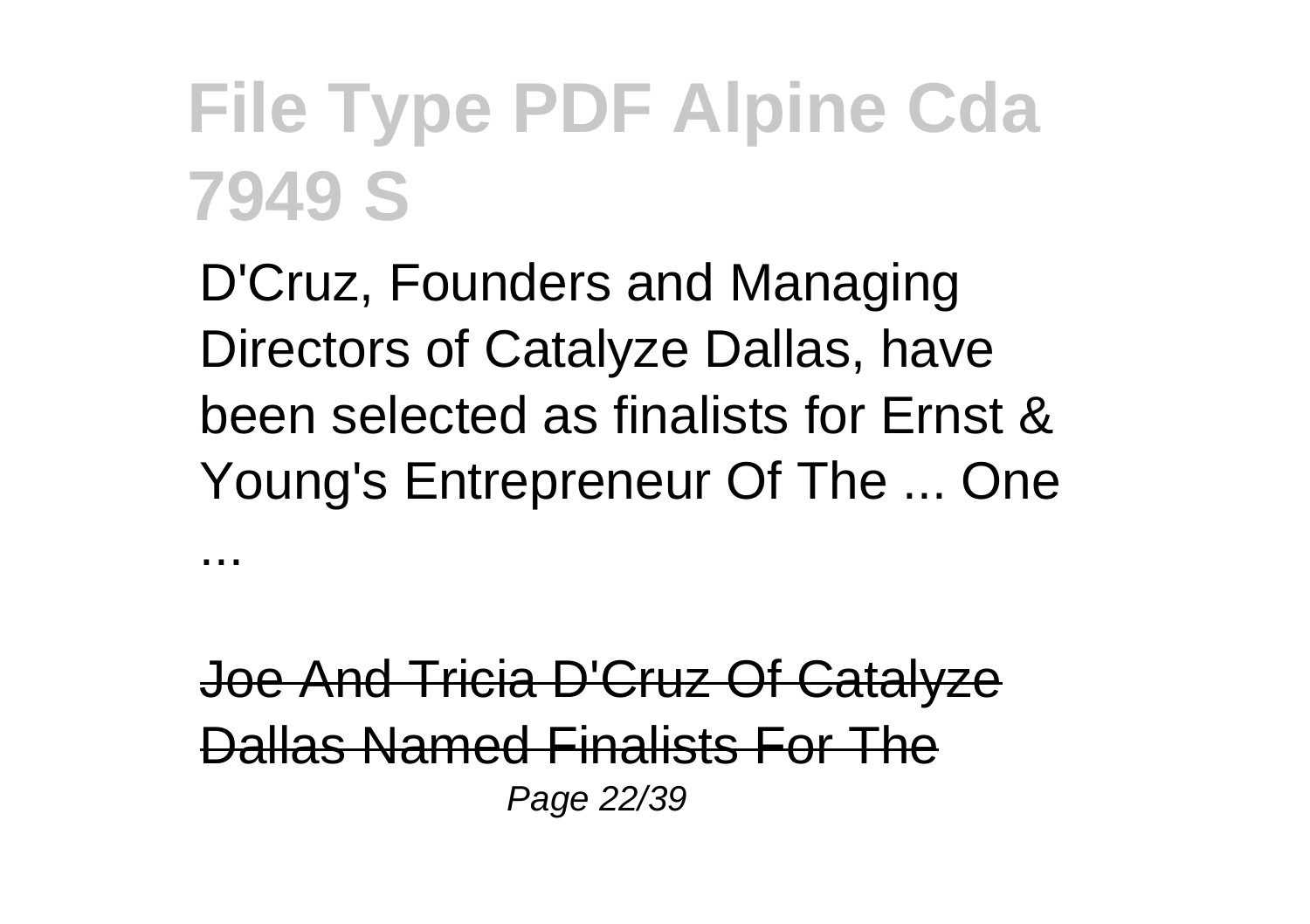D'Cruz, Founders and Managing Directors of Catalyze Dallas, have been selected as finalists for Ernst & Young's Entrepreneur Of The ... One ...

Joe And Tricia D'Cruz Of Catalyze Dallas Named Finalists For The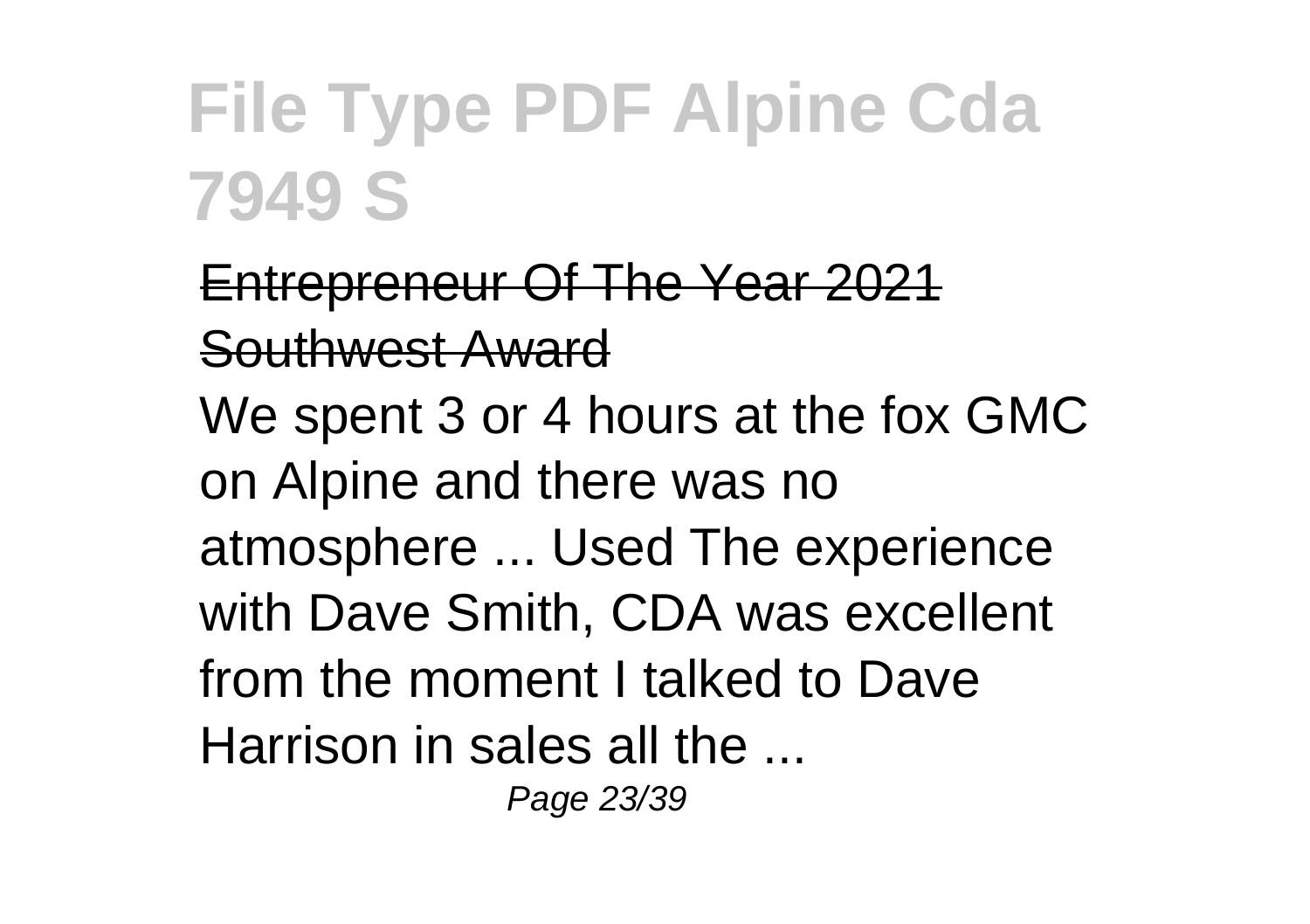Entrepreneur Of The Year 2021 Southwest Award

We spent 3 or 4 hours at the fox GMC on Alpine and there was no atmosphere ... Used The experience with Dave Smith, CDA was excellent from the moment I talked to Dave Harrison in sales all the ...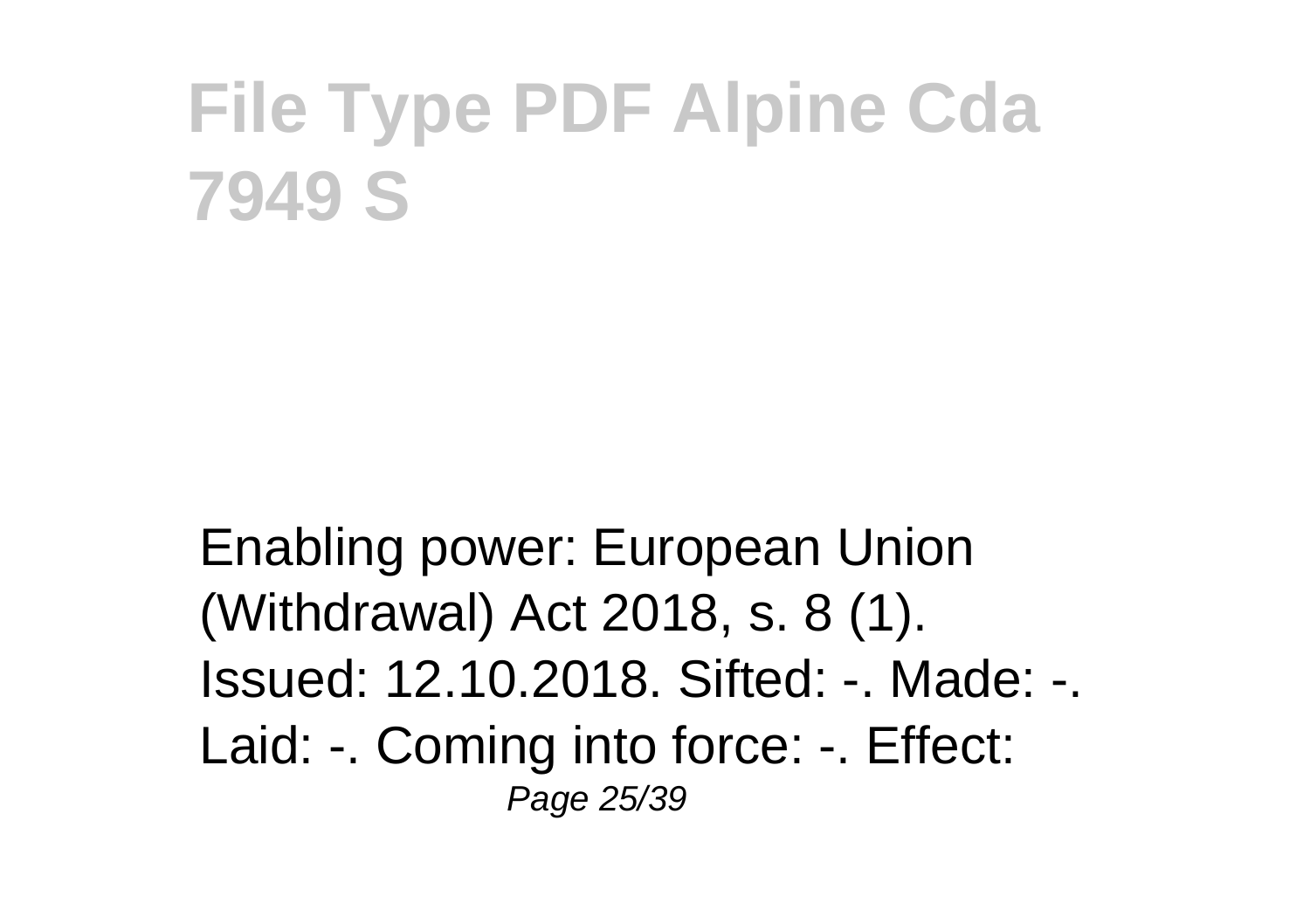# File Type PDF Alpine Cda 7949 S

Enabling power: European Union (Withdrawal) Act 2018, s. 8 (1). Issued: 12.10.2018. Sifted: -. Made: -. Laid: -. Coming into force: -. Effect: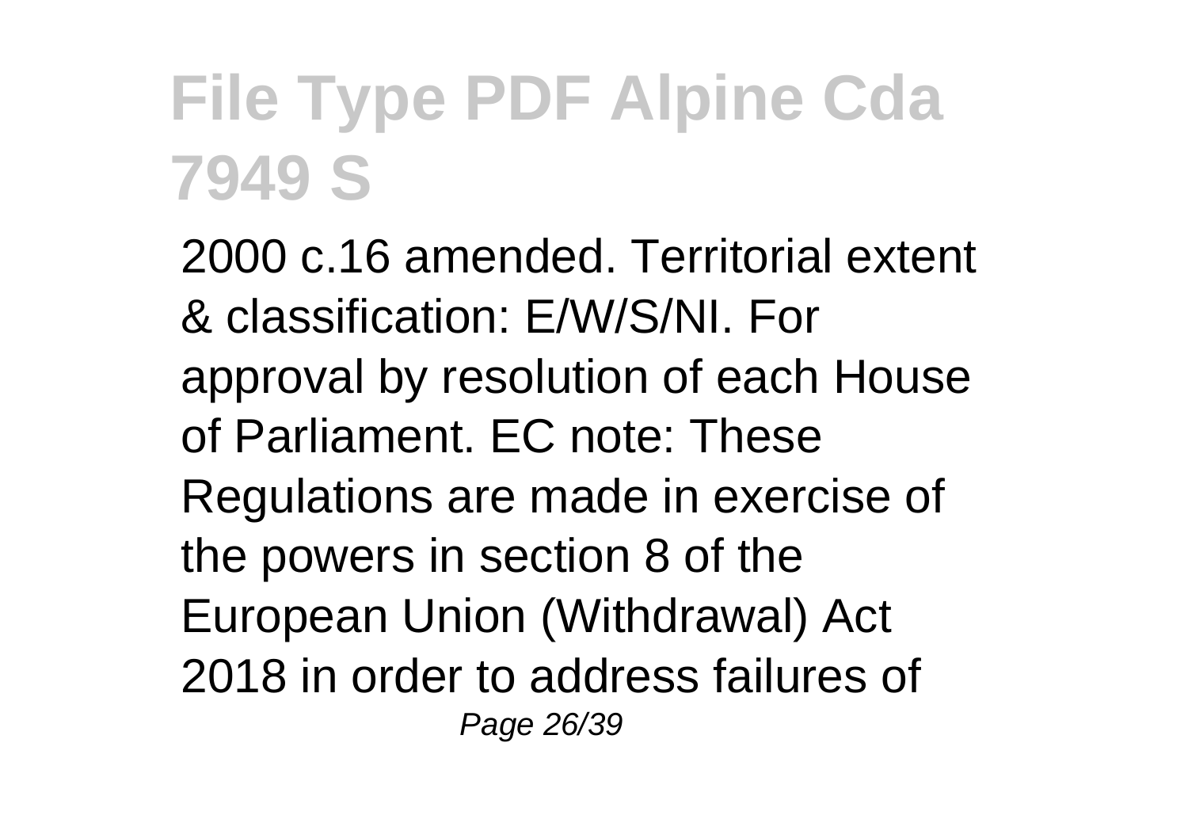# File Type PDF Alpine Cda 7949 S

2000 c.16 amended. Territorial extent & classification: E/W/S/NI. For approval by resolution of each House of Parliament. EC note: These Regulations are made in exercise of the powers in section 8 of the European Union (Withdrawal) Act 2018 in order to address failures of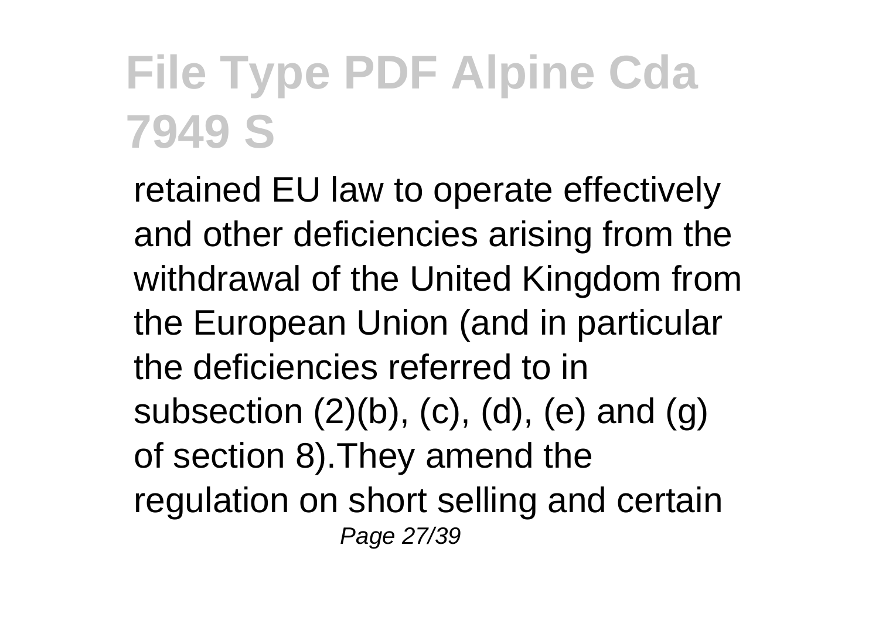retained EU law to operate effectively and other deficiencies arising from the withdrawal of the United Kingdom from the European Union (and in particular the deficiencies referred to in subsection (2)(b), (c), (d), (e) and (g) of section 8).They amend the regulation on short selling and certain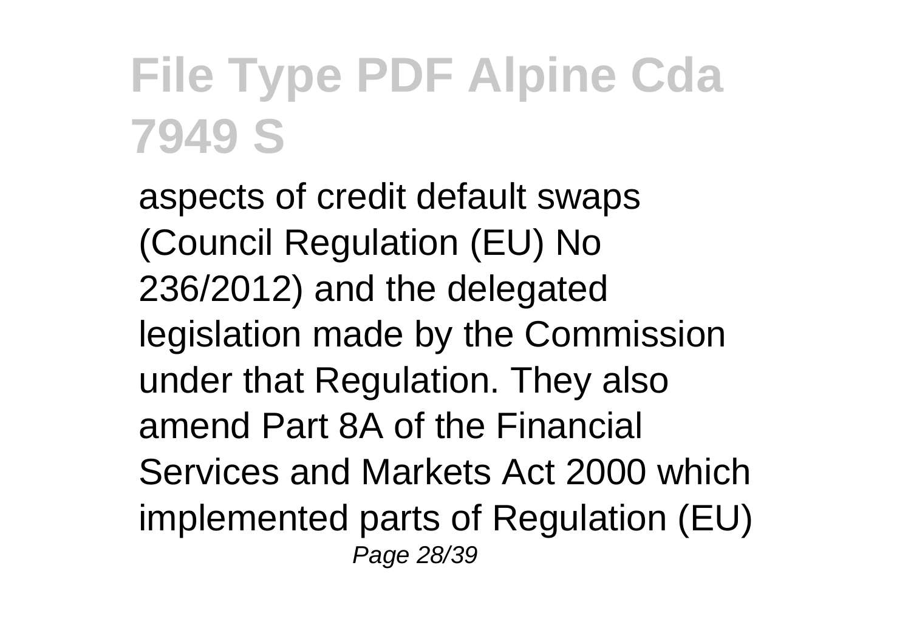aspects of credit default swaps (Council Regulation (EU) No 236/2012) and the delegated legislation made by the Commission under that Regulation. They also amend Part 8A of the Financial Services and Markets Act 2000 which implemented parts of Regulation (EU)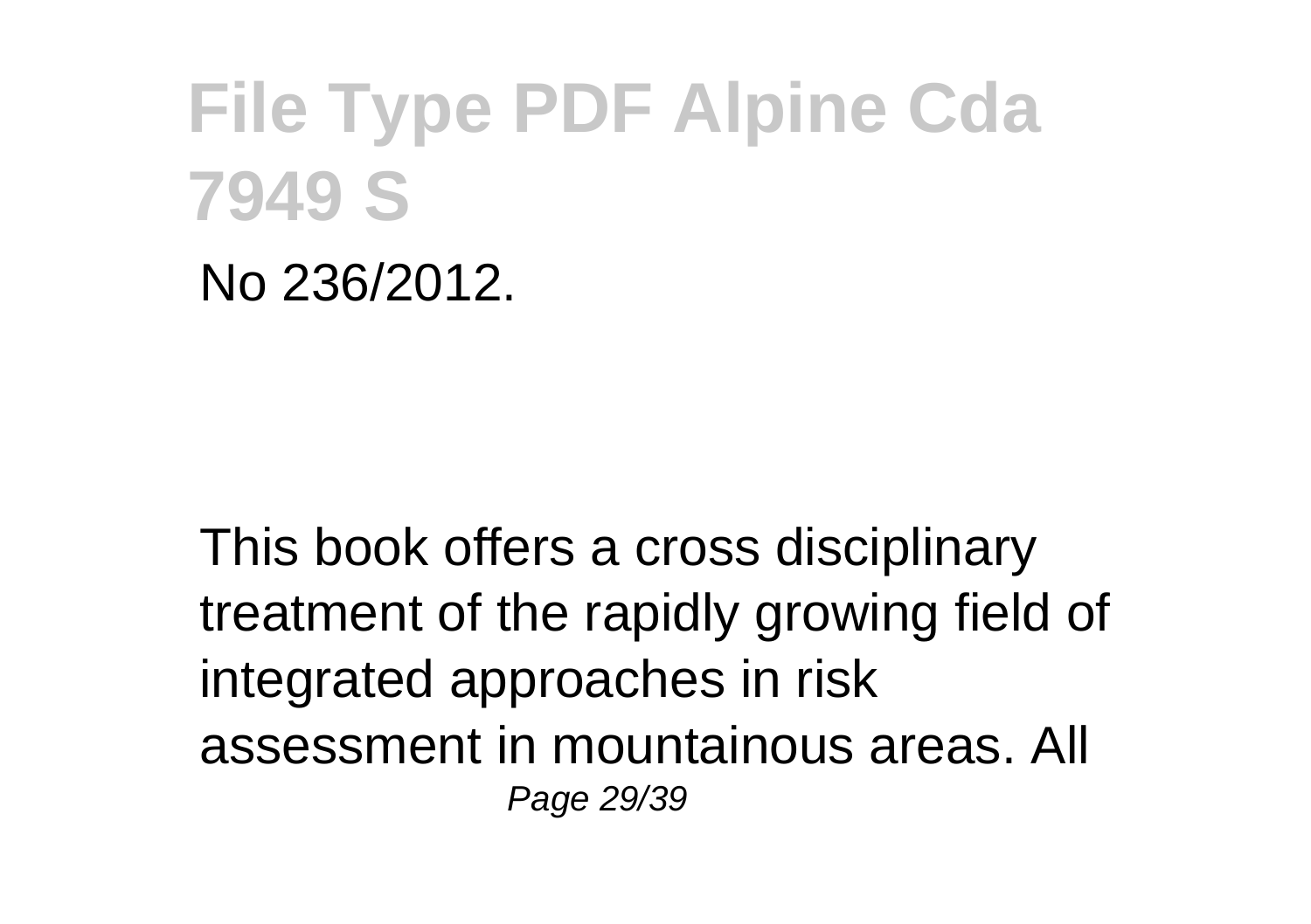No 236/2012.

This book offers a cross disciplinary treatment of the rapidly growing field of integrated approaches in risk assessment in mountainous areas. All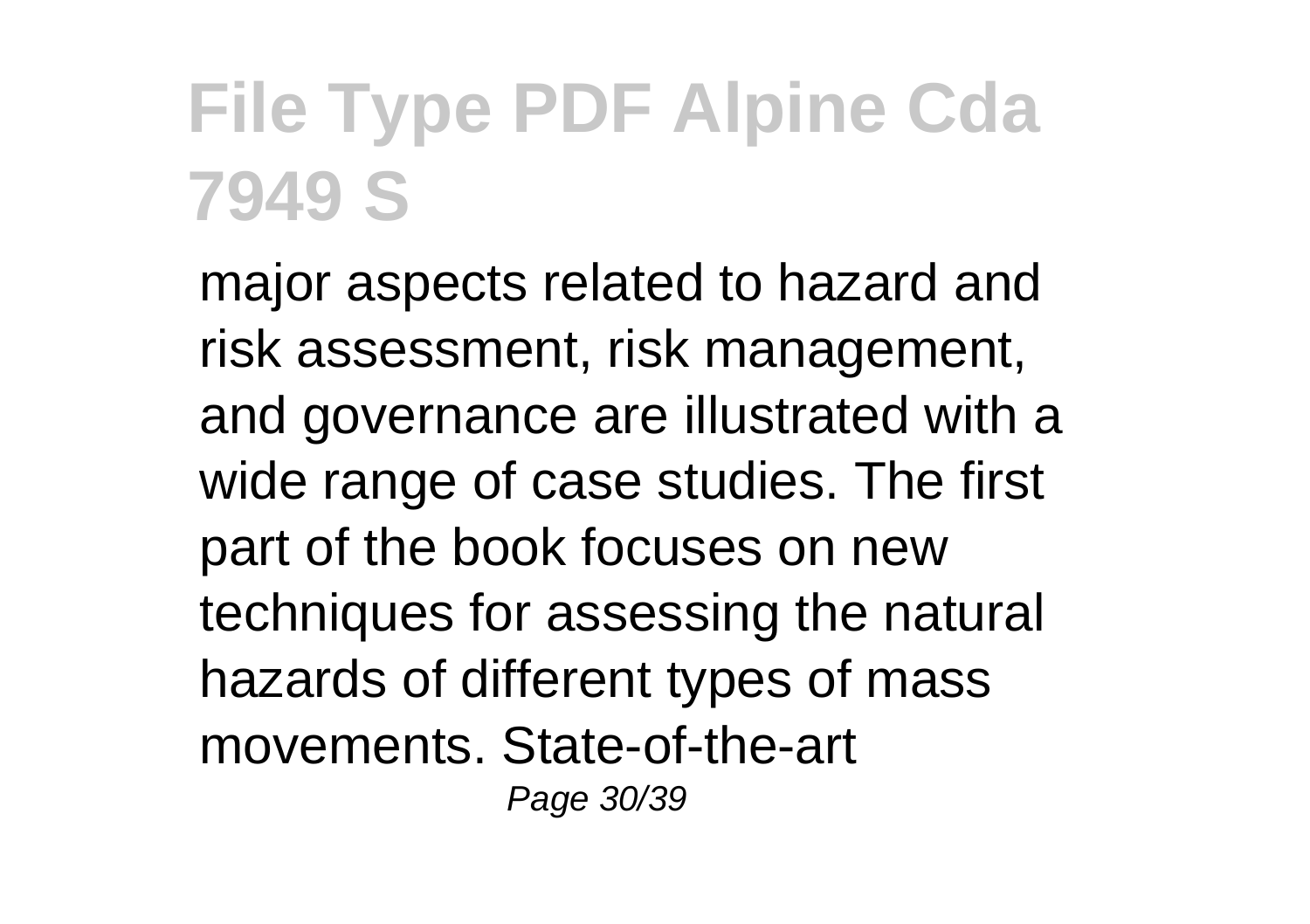major aspects related to hazard and risk assessment, risk management, and governance are illustrated with a wide range of case studies. The first part of the book focuses on new techniques for assessing the natural hazards of different types of mass movements. State-of-the-art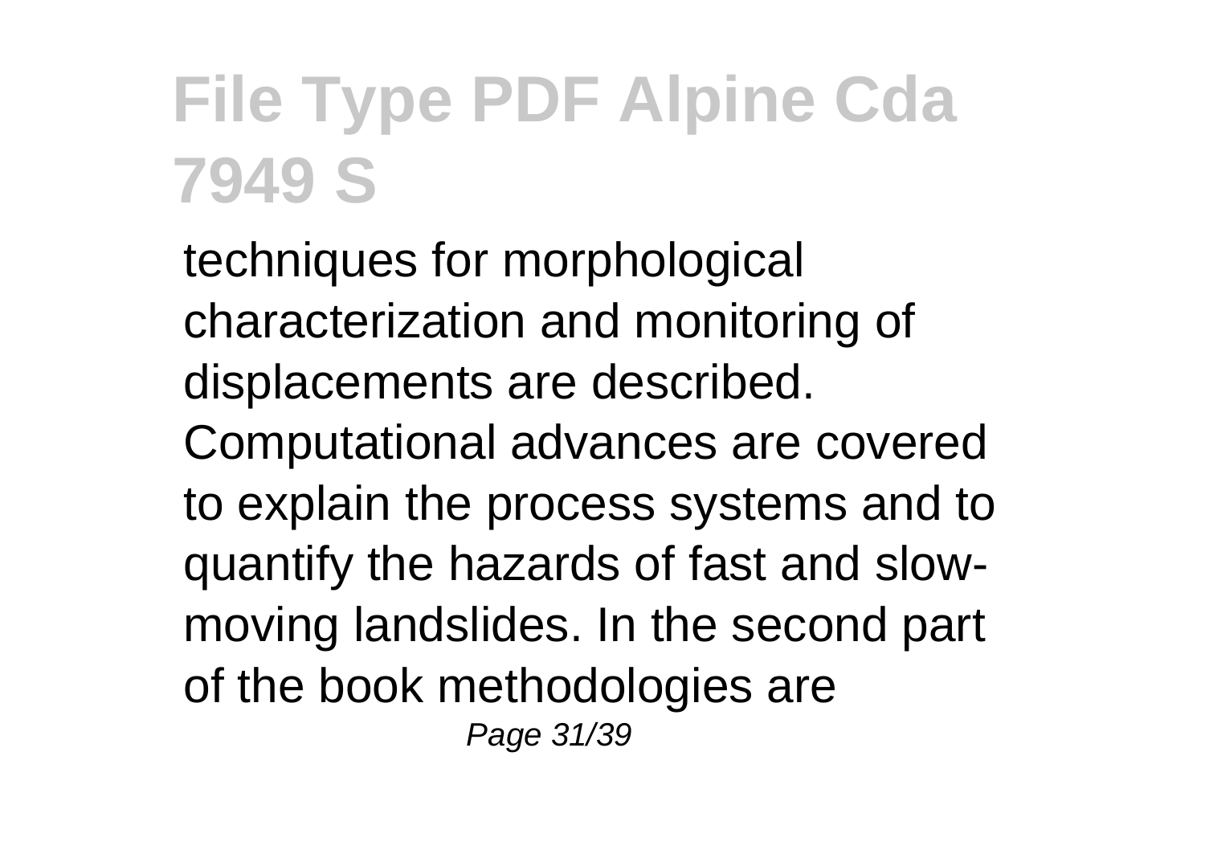techniques for morphological characterization and monitoring of displacements are described. Computational advances are covered to explain the process systems and to quantify the hazards of fast and slow-moving landslides. In the second part of the book methodologies are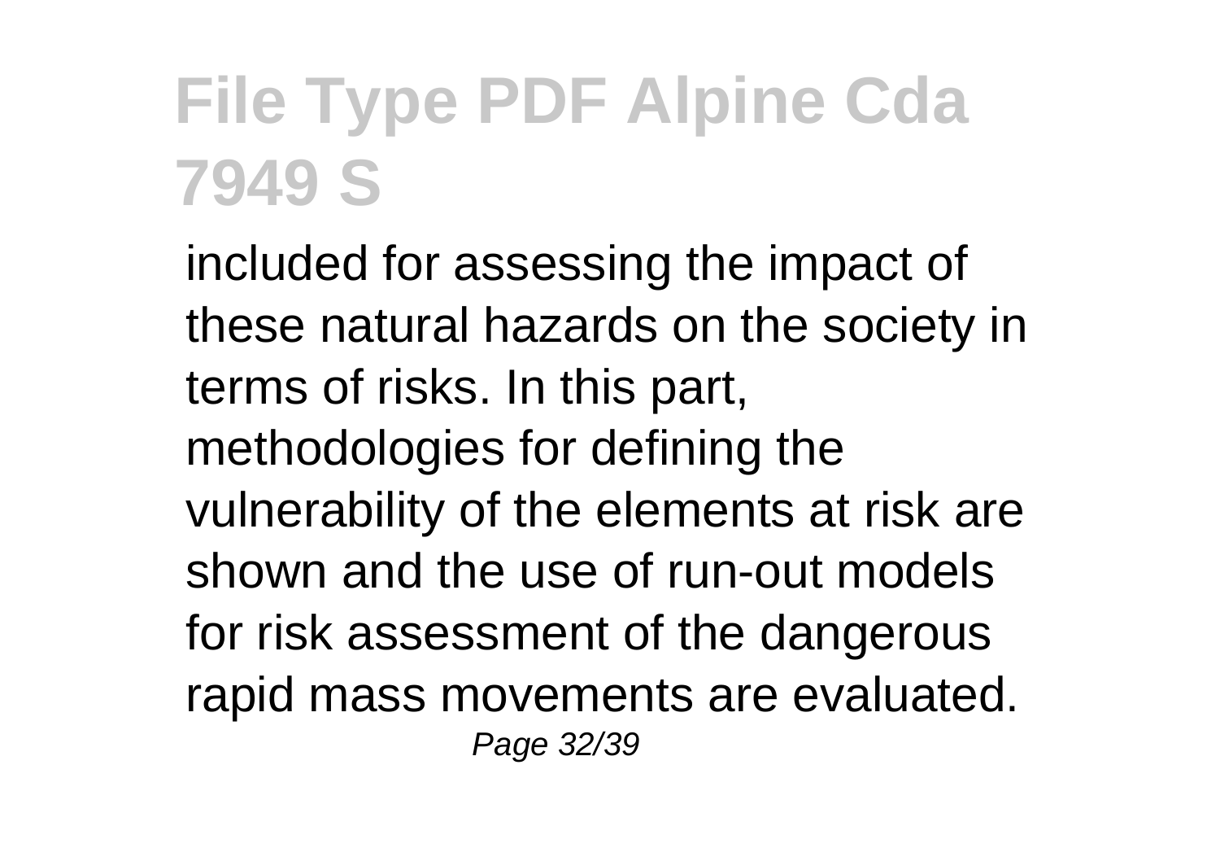included for assessing the impact of these natural hazards on the society in terms of risks. In this part, methodologies for defining the vulnerability of the elements at risk are shown and the use of run-out models for risk assessment of the dangerous rapid mass movements are evaluated.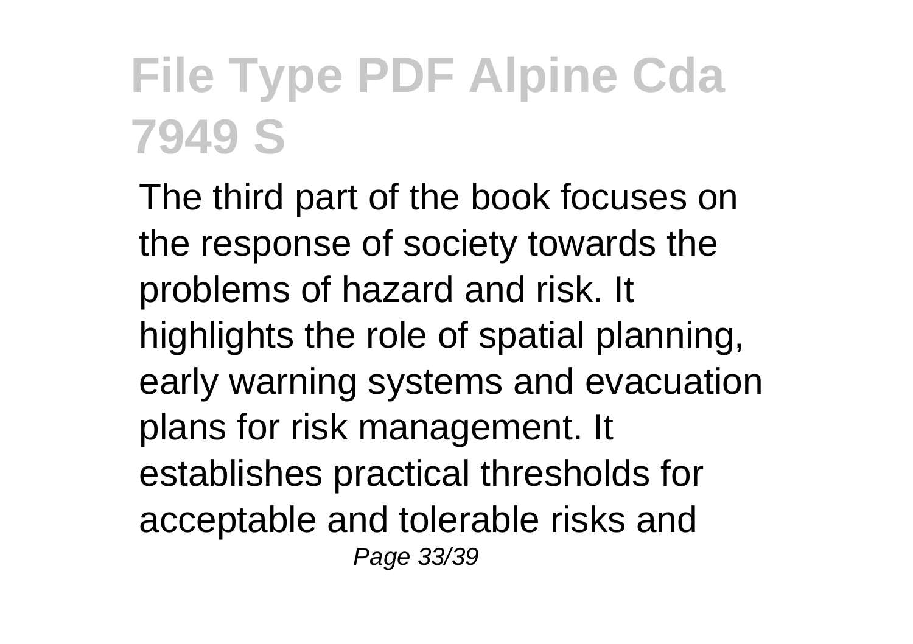# File Type PDF Alpine Cda 7949 S

The third part of the book focuses on the response of society towards the problems of hazard and risk. It highlights the role of spatial planning, early warning systems and evacuation plans for risk management. It establishes practical thresholds for acceptable and tolerable risks and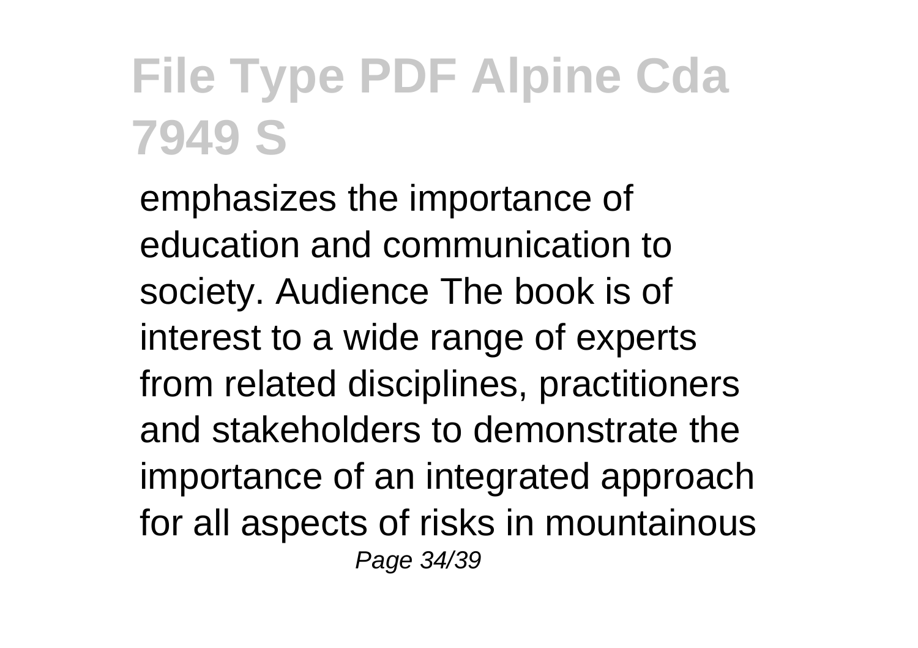# File Type PDF Alpine Cda 7949 S

emphasizes the importance of education and communication to society. Audience The book is of interest to a wide range of experts from related disciplines, practitioners and stakeholders to demonstrate the importance of an integrated approach for all aspects of risks in mountainous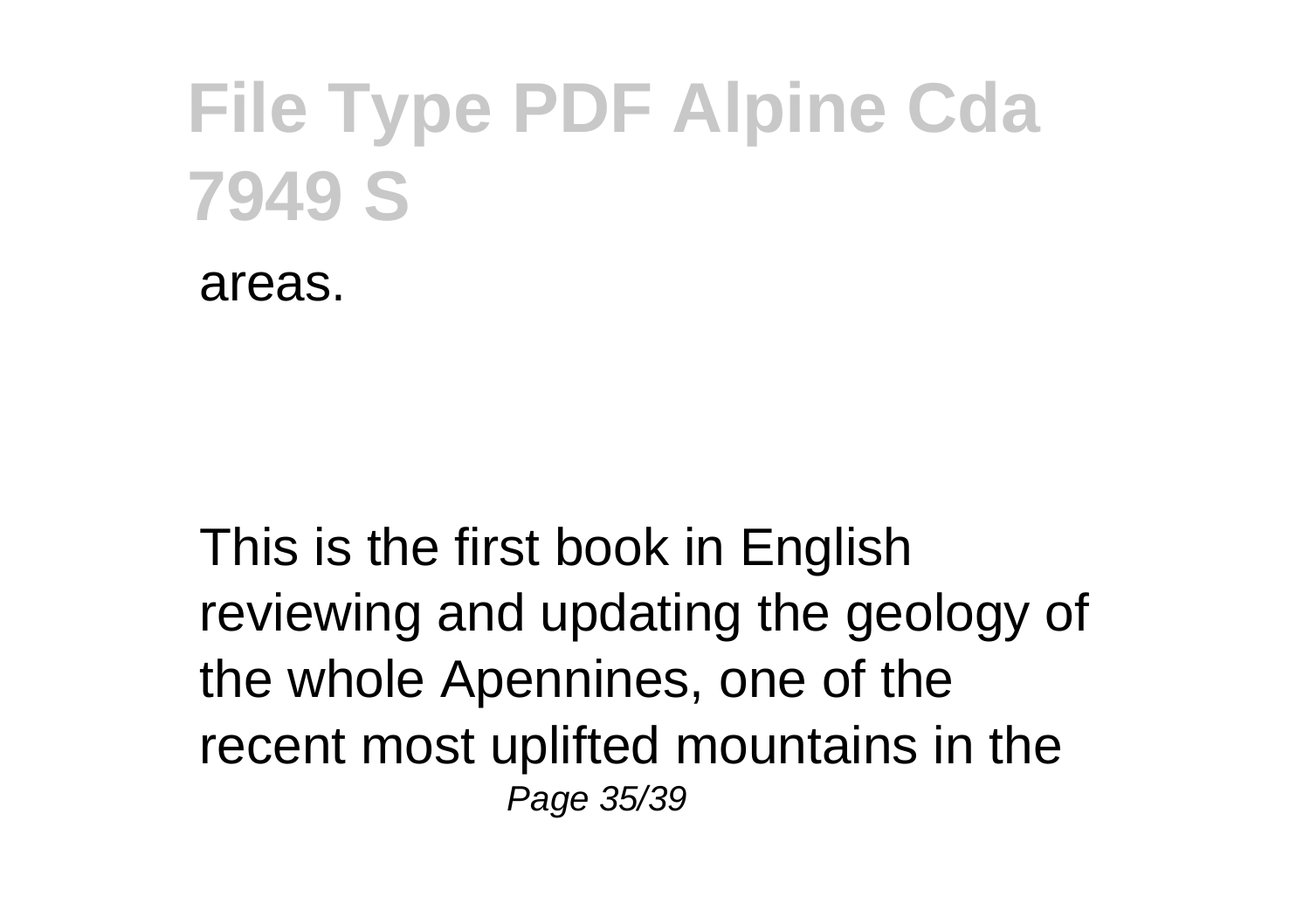areas.

This is the first book in English reviewing and updating the geology of the whole Apennines, one of the recent most uplifted mountains in the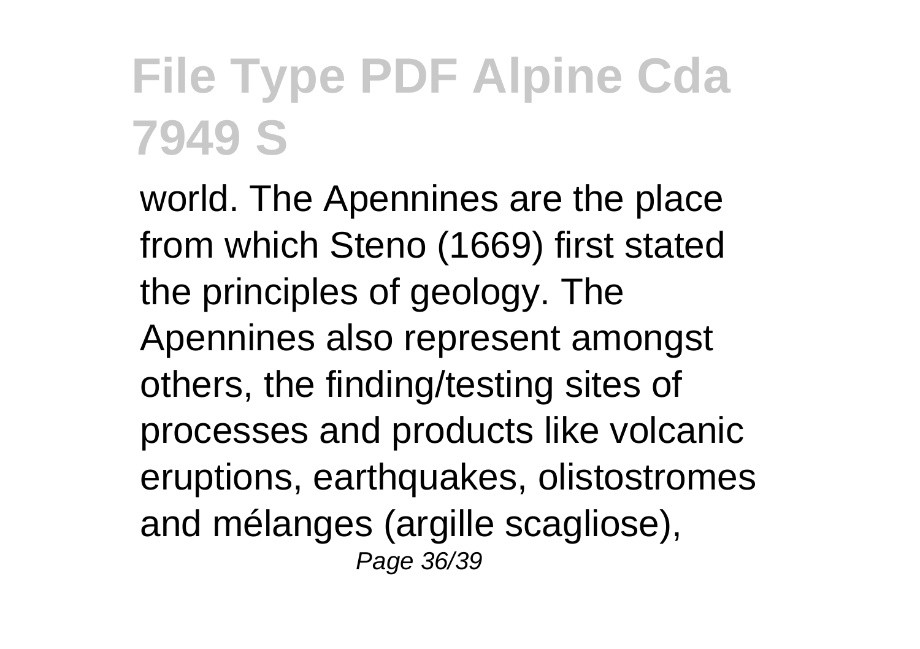world. The Apennines are the place from which Steno (1669) first stated the principles of geology. The Apennines also represent amongst others, the finding/testing sites of processes and products like volcanic eruptions, earthquakes, olistostromes and mélanges (argille scagliose),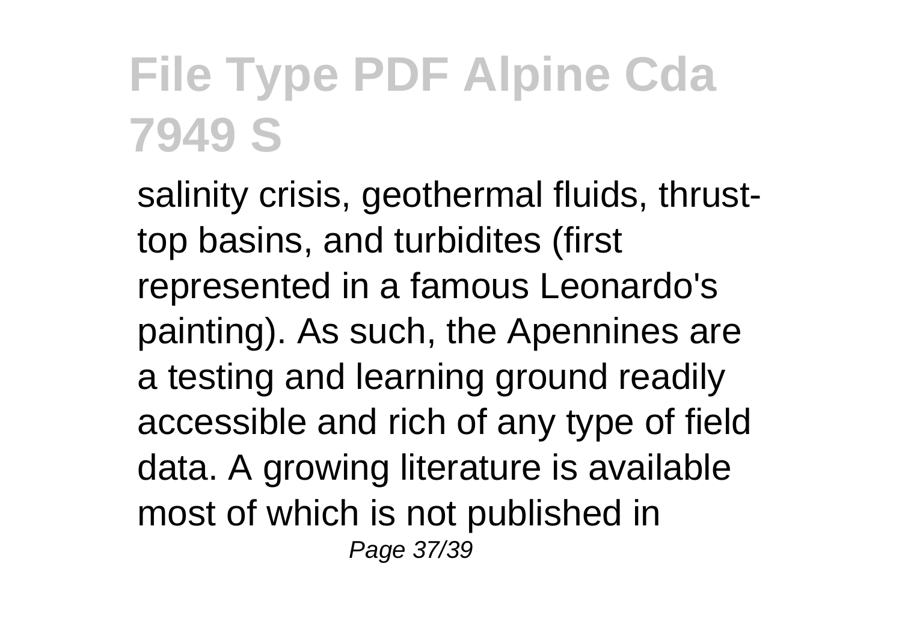salinity crisis, geothermal fluids, thrust-top basins, and turbidites (first represented in a famous Leonardo's painting). As such, the Apennines are a testing and learning ground readily accessible and rich of any type of field data. A growing literature is available most of which is not published in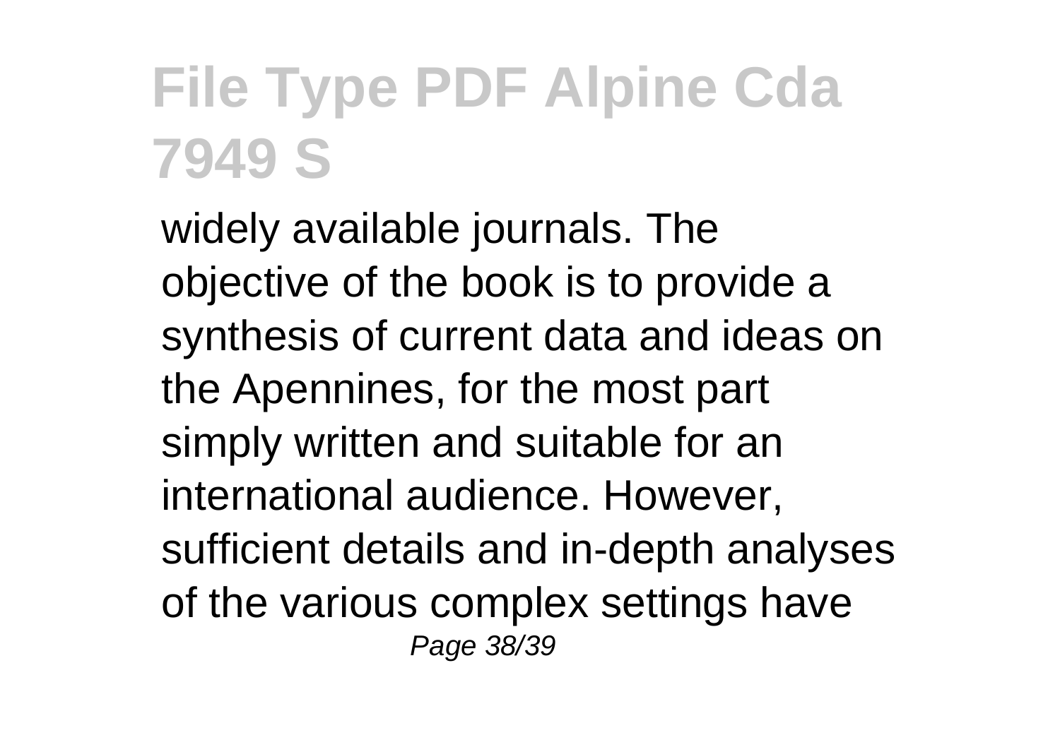widely available journals. The objective of the book is to provide a synthesis of current data and ideas on the Apennines, for the most part simply written and suitable for an international audience. However, sufficient details and in-depth analyses of the various complex settings have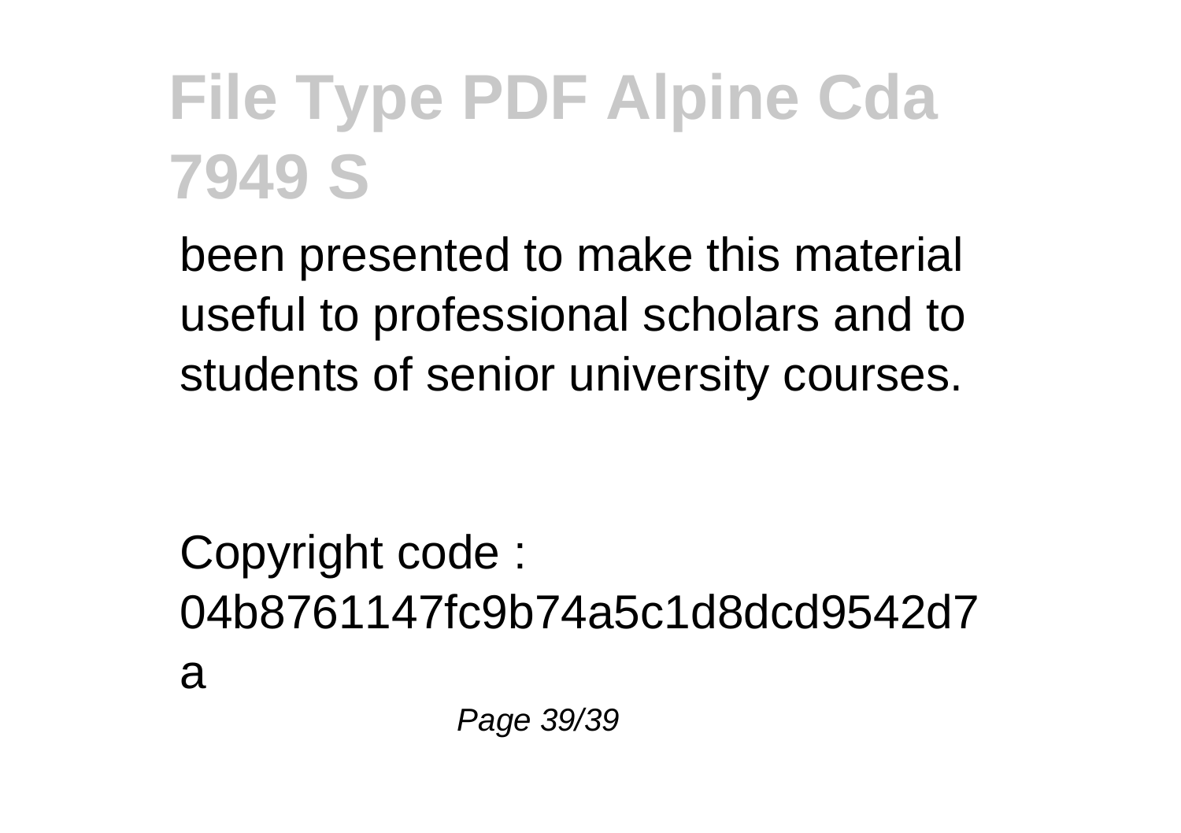been presented to make this material useful to professional scholars and to students of senior university courses.

Copyright code : 04b8761147fc9b74a5c1d8dcd9542d7a